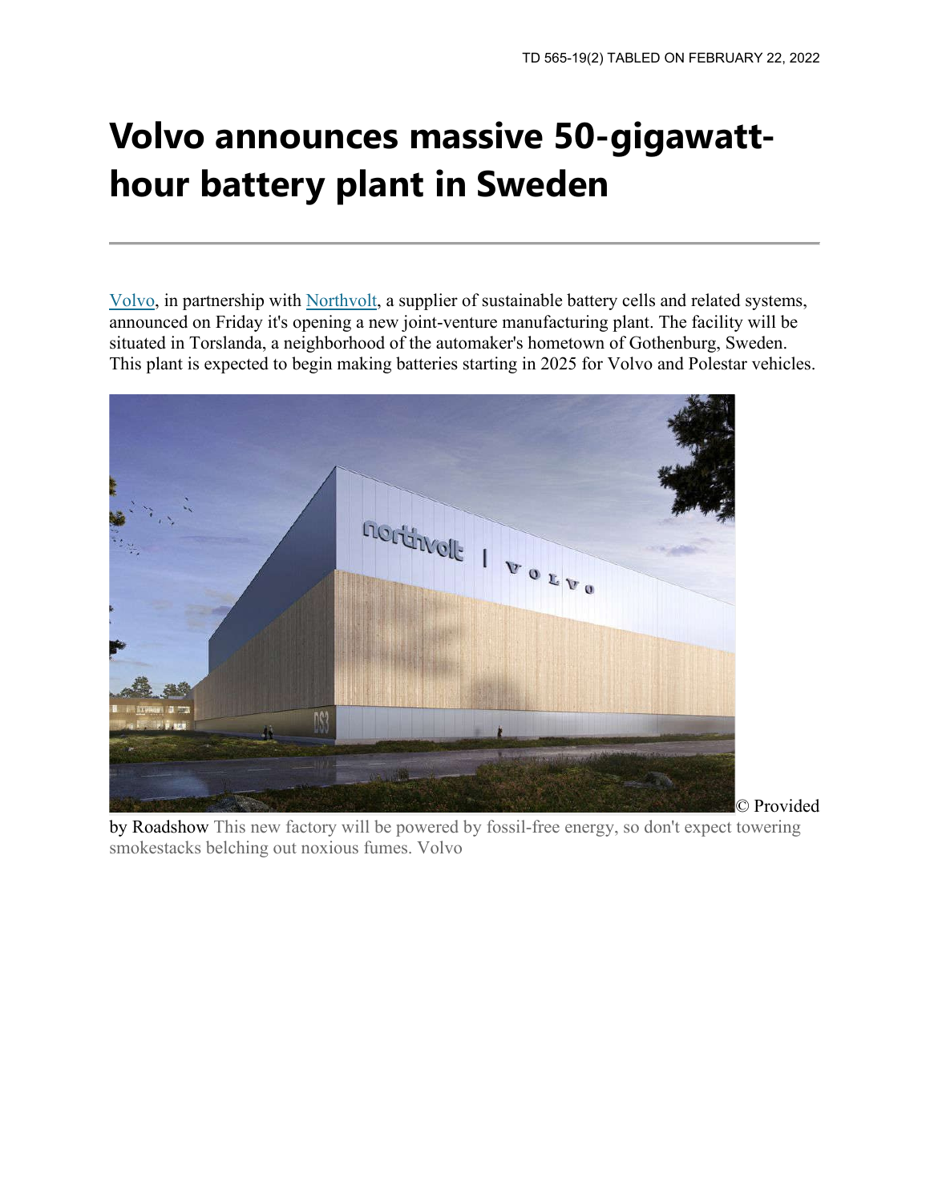TD 565-19(2) TABLED ON FEBRUARY 22, 2022

# Volvo announces massive 50-gigawatt-hour battery plant in Sweden

Volvo, in partnership with Northvolt, a supplier of sustainable battery cells and related systems, announced on Friday it's opening a new joint-venture manufacturing plant. The facility will be situated in Torslanda, a neighborhood of the automaker's hometown of Gothenburg, Sweden. This plant is expected to begin making batteries starting in 2025 for Volvo and Polestar vehicles.

© Provided by Roadshow This new factory will be powered by fossil-free energy, so don't expect towering smokestacks belching out noxious fumes. Volvo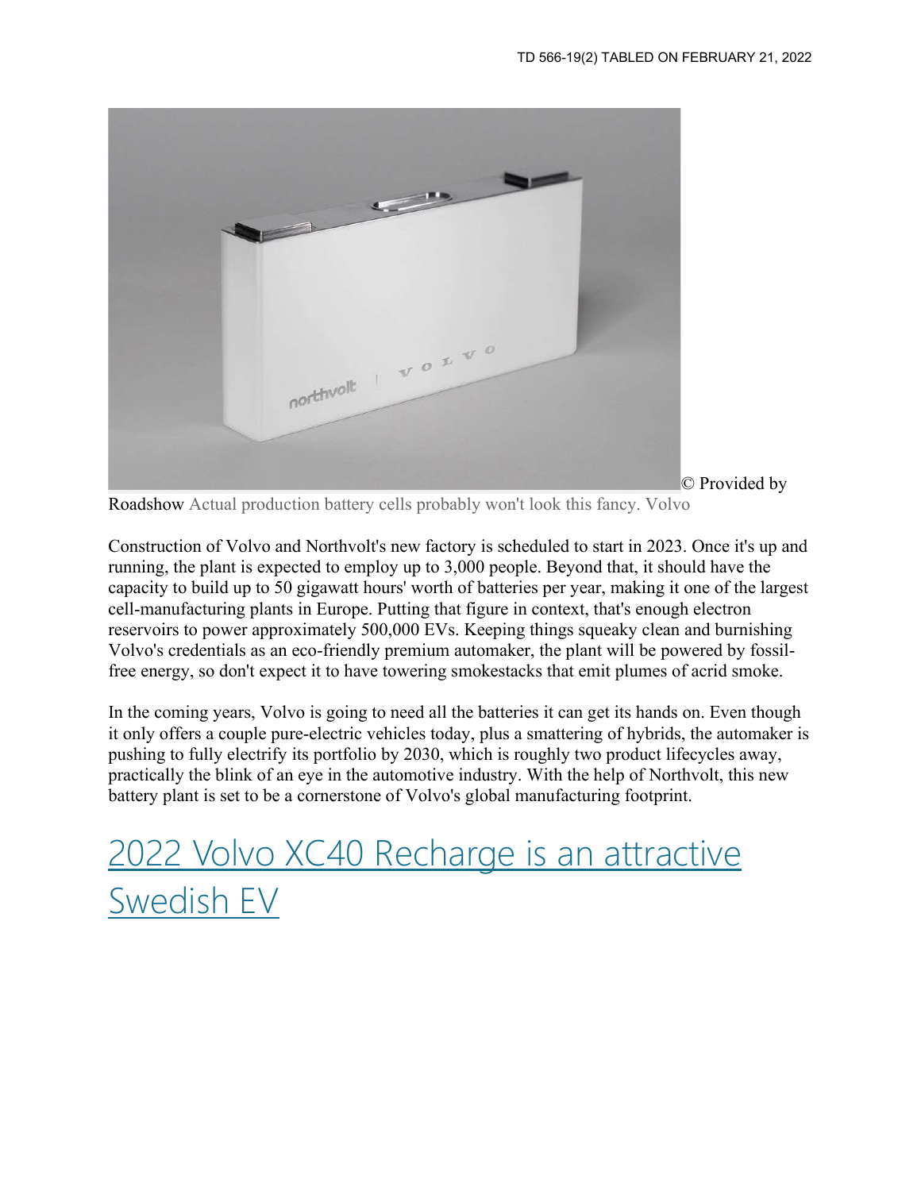© Provided by Roadshow Actual production battery cells probably won't look this fancy. Volvo

Construction of Volvo and Northvolt's new factory is scheduled to start in 2023. Once it's up and running, the plant is expected to employ up to 3,000 people. Beyond that, it should have the capacity to build up to 50 gigawatt hours' worth of batteries per year, making it one of the largest cell-manufacturing plants in Europe. Putting that figure in context, that's enough electron reservoirs to power approximately 500,000 EVs. Keeping things squeaky clean and burnishing Volvo's credentials as an eco-friendly premium automaker, the plant will be powered by fossil-free energy, so don't expect it to have towering smokestacks that emit plumes of acrid smoke.

In the coming years, Volvo is going to need all the batteries it can get its hands on. Even though it only offers a couple pure-electric vehicles today, plus a smattering of hybrids, the automaker is pushing to fully electrify its portfolio by 2030, which is roughly two product lifecycles away, practically the blink of an eye in the automotive industry. With the help of Northvolt, this new battery plant is set to be a cornerstone of Volvo's global manufacturing footprint.

# 2022 Volvo XC40 Recharge is an attractive Swedish EV